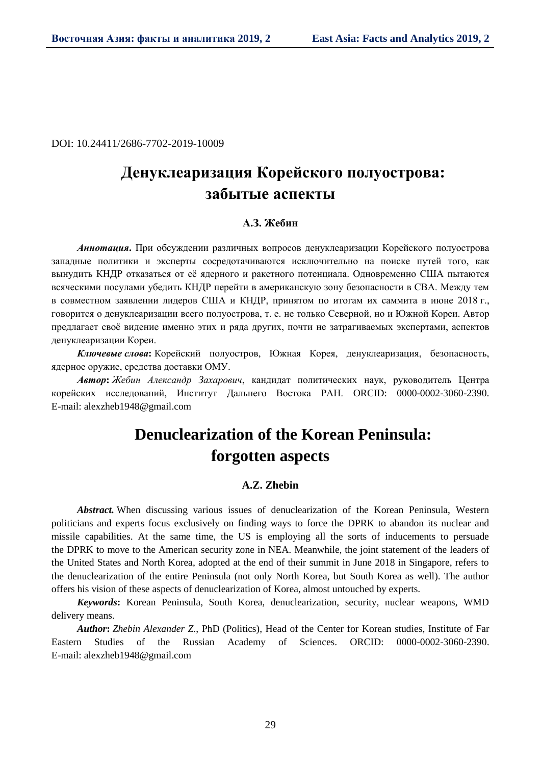DOI: 10.24411/2686-7702-2019-10009

# Денуклеаризация Корейского полуострова: забытые аспекты

**А.З. Жебин**

***Аннотация*.** При обсуждении различных вопросов денуклеаризации Корейского полуострова западные политики и эксперты сосредотачиваются исключительно на поиске путей того, как вынудить КНДР отказаться от её ядерного и ракетного потенциала. Одновременно США пытаются всяческими посулами убедить КНДР перейти в американскую зону безопасности в СВА. Между тем в совместном заявлении лидеров США и КНДР, принятом по итогам их саммита в июне 2018 г., говорится о денуклеаризации всего полуострова, т. е. не только Северной, но и Южной Кореи. Автор предлагает своё видение именно этих и ряда других, почти не затрагиваемых экспертами, аспектов денуклеаризации Кореи.

***Ключевые слова*:** Корейский полуостров, Южная Корея, денуклеаризация, безопасность, ядерное оружие, средства доставки ОМУ.

***Автор*:** *Жебин Александр Захарович*, кандидат политических наук, руководитель Центра корейских исследований, Институт Дальнего Востока РАН. ORCID: 0000-0002-3060-2390. E-mail: alexzheb1948@gmail.com

# Denuclearization of the Korean Peninsula: forgotten aspects

**A.Z. Zhebin**

***Abstract.*** When discussing various issues of denuclearization of the Korean Peninsula, Western politicians and experts focus exclusively on finding ways to force the DPRK to abandon its nuclear and missile capabilities. At the same time, the US is employing all the sorts of inducements to persuade the DPRK to move to the American security zone in NEA. Meanwhile, the joint statement of the leaders of the United States and North Korea, adopted at the end of their summit in June 2018 in Singapore, refers to the denuclearization of the entire Peninsula (not only North Korea, but South Korea as well). The author offers his vision of these aspects of denuclearization of Korea, almost untouched by experts.

***Keywords*:** Korean Peninsula, South Korea, denuclearization, security, nuclear weapons, WMD delivery means.

***Author*:** *Zhebin Alexander Z.*, PhD (Politics), Head of the Center for Korean studies, Institute of Far Eastern Studies of the Russian Academy of Sciences. ORCID: 0000-0002-3060-2390. E-mail: alexzheb1948@gmail.com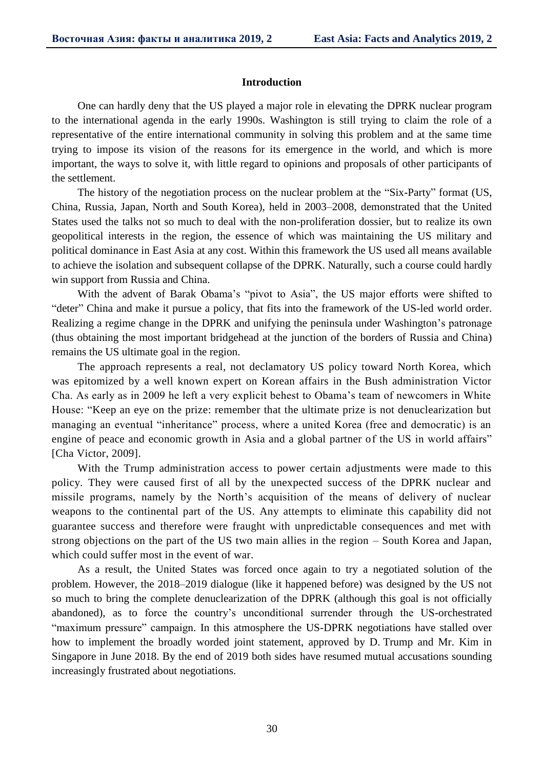## Introduction

One can hardly deny that the US played a major role in elevating the DPRK nuclear program to the international agenda in the early 1990s. Washington is still trying to claim the role of a representative of the entire international community in solving this problem and at the same time trying to impose its vision of the reasons for its emergence in the world, and which is more important, the ways to solve it, with little regard to opinions and proposals of other participants of the settlement.

The history of the negotiation process on the nuclear problem at the "Six-Party" format (US, China, Russia, Japan, North and South Korea), held in 2003–2008, demonstrated that the United States used the talks not so much to deal with the non-proliferation dossier, but to realize its own geopolitical interests in the region, the essence of which was maintaining the US military and political dominance in East Asia at any cost. Within this framework the US used all means available to achieve the isolation and subsequent collapse of the DPRK. Naturally, such a course could hardly win support from Russia and China.

With the advent of Barak Obama's "pivot to Asia", the US major efforts were shifted to "deter" China and make it pursue a policy, that fits into the framework of the US-led world order. Realizing a regime change in the DPRK and unifying the peninsula under Washington's patronage (thus obtaining the most important bridgehead at the junction of the borders of Russia and China) remains the US ultimate goal in the region.

The approach represents a real, not declamatory US policy toward North Korea, which was epitomized by a well known expert on Korean affairs in the Bush administration Victor Cha. As early as in 2009 he left a very explicit behest to Obama's team of newcomers in White House: "Keep an eye on the prize: remember that the ultimate prize is not denuclearization but managing an eventual "inheritance" process, where a united Korea (free and democratic) is an engine of peace and economic growth in Asia and a global partner of the US in world affairs" [Cha Victor, 2009].

With the Trump administration access to power certain adjustments were made to this policy. They were caused first of all by the unexpected success of the DPRK nuclear and missile programs, namely by the North's acquisition of the means of delivery of nuclear weapons to the continental part of the US. Any attempts to eliminate this capability did not guarantee success and therefore were fraught with unpredictable consequences and met with strong objections on the part of the US two main allies in the region – South Korea and Japan, which could suffer most in the event of war.

As a result, the United States was forced once again to try a negotiated solution of the problem. However, the 2018–2019 dialogue (like it happened before) was designed by the US not so much to bring the complete denuclearization of the DPRK (although this goal is not officially abandoned), as to force the country's unconditional surrender through the US-orchestrated "maximum pressure" campaign. In this atmosphere the US-DPRK negotiations have stalled over how to implement the broadly worded joint statement, approved by D. Trump and Mr. Kim in Singapore in June 2018. By the end of 2019 both sides have resumed mutual accusations sounding increasingly frustrated about negotiations.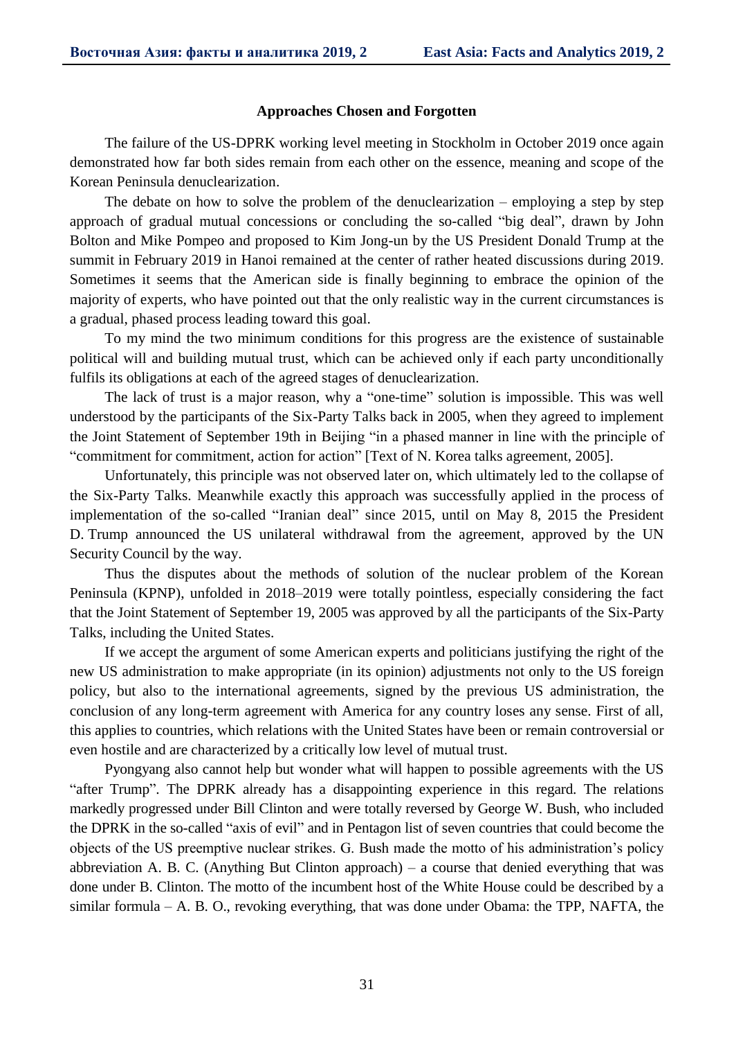### Approaches Chosen and Forgotten

The failure of the US-DPRK working level meeting in Stockholm in October 2019 once again demonstrated how far both sides remain from each other on the essence, meaning and scope of the Korean Peninsula denuclearization.

The debate on how to solve the problem of the denuclearization – employing a step by step approach of gradual mutual concessions or concluding the so-called "big deal", drawn by John Bolton and Mike Pompeo and proposed to Kim Jong-un by the US President Donald Trump at the summit in February 2019 in Hanoi remained at the center of rather heated discussions during 2019. Sometimes it seems that the American side is finally beginning to embrace the opinion of the majority of experts, who have pointed out that the only realistic way in the current circumstances is a gradual, phased process leading toward this goal.

To my mind the two minimum conditions for this progress are the existence of sustainable political will and building mutual trust, which can be achieved only if each party unconditionally fulfils its obligations at each of the agreed stages of denuclearization.

The lack of trust is a major reason, why a "one-time" solution is impossible. This was well understood by the participants of the Six-Party Talks back in 2005, when they agreed to implement the Joint Statement of September 19th in Beijing "in a phased manner in line with the principle of "commitment for commitment, action for action" [Text of N. Korea talks agreement, 2005].

Unfortunately, this principle was not observed later on, which ultimately led to the collapse of the Six-Party Talks. Meanwhile exactly this approach was successfully applied in the process of implementation of the so-called "Iranian deal" since 2015, until on May 8, 2015 the President D. Trump announced the US unilateral withdrawal from the agreement, approved by the UN Security Council by the way.

Thus the disputes about the methods of solution of the nuclear problem of the Korean Peninsula (KPNP), unfolded in 2018–2019 were totally pointless, especially considering the fact that the Joint Statement of September 19, 2005 was approved by all the participants of the Six-Party Talks, including the United States.

If we accept the argument of some American experts and politicians justifying the right of the new US administration to make appropriate (in its opinion) adjustments not only to the US foreign policy, but also to the international agreements, signed by the previous US administration, the conclusion of any long-term agreement with America for any country loses any sense. First of all, this applies to countries, which relations with the United States have been or remain controversial or even hostile and are characterized by a critically low level of mutual trust.

Pyongyang also cannot help but wonder what will happen to possible agreements with the US "after Trump". The DPRK already has a disappointing experience in this regard. The relations markedly progressed under Bill Clinton and were totally reversed by George W. Bush, who included the DPRK in the so-called "axis of evil" and in Pentagon list of seven countries that could become the objects of the US preemptive nuclear strikes. G. Bush made the motto of his administration's policy abbreviation A. B. C. (Anything But Clinton approach) – a course that denied everything that was done under B. Clinton. The motto of the incumbent host of the White House could be described by a similar formula – A. B. O., revoking everything, that was done under Obama: the TPP, NAFTA, the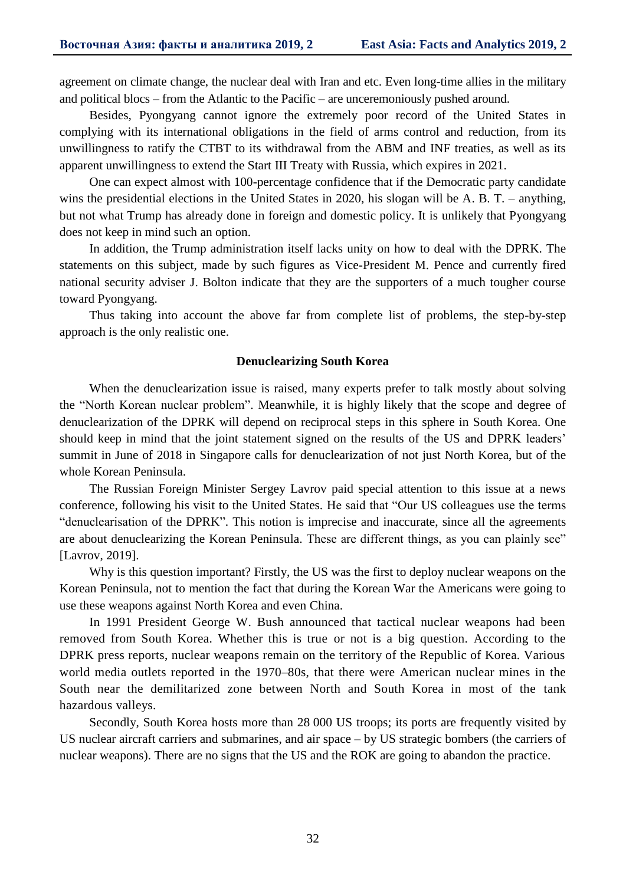agreement on climate change, the nuclear deal with Iran and etc. Even long-time allies in the military and political blocs – from the Atlantic to the Pacific – are unceremoniously pushed around.

Besides, Pyongyang cannot ignore the extremely poor record of the United States in complying with its international obligations in the field of arms control and reduction, from its unwillingness to ratify the CTBT to its withdrawal from the ABM and INF treaties, as well as its apparent unwillingness to extend the Start III Treaty with Russia, which expires in 2021.

One can expect almost with 100-percentage confidence that if the Democratic party candidate wins the presidential elections in the United States in 2020, his slogan will be A. B. T. – anything, but not what Trump has already done in foreign and domestic policy. It is unlikely that Pyongyang does not keep in mind such an option.

In addition, the Trump administration itself lacks unity on how to deal with the DPRK. The statements on this subject, made by such figures as Vice-President M. Pence and currently fired national security adviser J. Bolton indicate that they are the supporters of a much tougher course toward Pyongyang.

Thus taking into account the above far from complete list of problems, the step-by-step approach is the only realistic one.

### Denuclearizing South Korea

When the denuclearization issue is raised, many experts prefer to talk mostly about solving the "North Korean nuclear problem". Meanwhile, it is highly likely that the scope and degree of denuclearization of the DPRK will depend on reciprocal steps in this sphere in South Korea. One should keep in mind that the joint statement signed on the results of the US and DPRK leaders' summit in June of 2018 in Singapore calls for denuclearization of not just North Korea, but of the whole Korean Peninsula.

The Russian Foreign Minister Sergey Lavrov paid special attention to this issue at a news conference, following his visit to the United States. He said that "Our US colleagues use the terms "denuclearisation of the DPRK". This notion is imprecise and inaccurate, since all the agreements are about denuclearizing the Korean Peninsula. These are different things, as you can plainly see" [Lavrov, 2019].

Why is this question important? Firstly, the US was the first to deploy nuclear weapons on the Korean Peninsula, not to mention the fact that during the Korean War the Americans were going to use these weapons against North Korea and even China.

In 1991 President George W. Bush announced that tactical nuclear weapons had been removed from South Korea. Whether this is true or not is a big question. According to the DPRK press reports, nuclear weapons remain on the territory of the Republic of Korea. Various world media outlets reported in the 1970–80s, that there were American nuclear mines in the South near the demilitarized zone between North and South Korea in most of the tank hazardous valleys.

Secondly, South Korea hosts more than 28 000 US troops; its ports are frequently visited by US nuclear aircraft carriers and submarines, and air space – by US strategic bombers (the carriers of nuclear weapons). There are no signs that the US and the ROK are going to abandon the practice.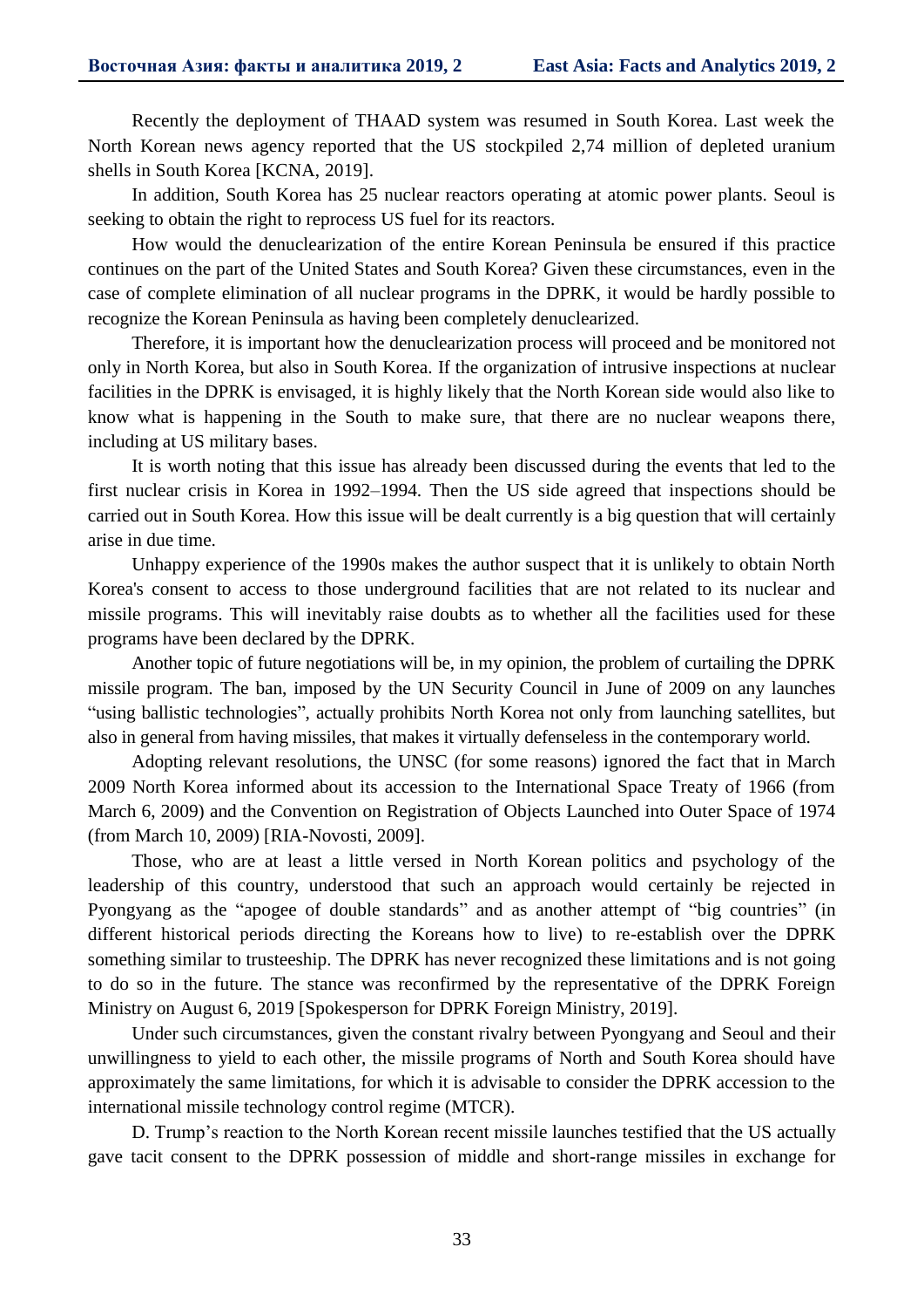Recently the deployment of THAAD system was resumed in South Korea. Last week the North Korean news agency reported that the US stockpiled 2,74 million of depleted uranium shells in South Korea [KCNA, 2019].

In addition, South Korea has 25 nuclear reactors operating at atomic power plants. Seoul is seeking to obtain the right to reprocess US fuel for its reactors.

How would the denuclearization of the entire Korean Peninsula be ensured if this practice continues on the part of the United States and South Korea? Given these circumstances, even in the case of complete elimination of all nuclear programs in the DPRK, it would be hardly possible to recognize the Korean Peninsula as having been completely denuclearized.

Therefore, it is important how the denuclearization process will proceed and be monitored not only in North Korea, but also in South Korea. If the organization of intrusive inspections at nuclear facilities in the DPRK is envisaged, it is highly likely that the North Korean side would also like to know what is happening in the South to make sure, that there are no nuclear weapons there, including at US military bases.

It is worth noting that this issue has already been discussed during the events that led to the first nuclear crisis in Korea in 1992–1994. Then the US side agreed that inspections should be carried out in South Korea. How this issue will be dealt currently is a big question that will certainly arise in due time.

Unhappy experience of the 1990s makes the author suspect that it is unlikely to obtain North Korea's consent to access to those underground facilities that are not related to its nuclear and missile programs. This will inevitably raise doubts as to whether all the facilities used for these programs have been declared by the DPRK.

Another topic of future negotiations will be, in my opinion, the problem of curtailing the DPRK missile program. The ban, imposed by the UN Security Council in June of 2009 on any launches "using ballistic technologies", actually prohibits North Korea not only from launching satellites, but also in general from having missiles, that makes it virtually defenseless in the contemporary world.

Adopting relevant resolutions, the UNSC (for some reasons) ignored the fact that in March 2009 North Korea informed about its accession to the International Space Treaty of 1966 (from March 6, 2009) and the Convention on Registration of Objects Launched into Outer Space of 1974 (from March 10, 2009) [RIA-Novosti, 2009].

Those, who are at least a little versed in North Korean politics and psychology of the leadership of this country, understood that such an approach would certainly be rejected in Pyongyang as the "apogee of double standards" and as another attempt of "big countries" (in different historical periods directing the Koreans how to live) to re-establish over the DPRK something similar to trusteeship. The DPRK has never recognized these limitations and is not going to do so in the future. The stance was reconfirmed by the representative of the DPRK Foreign Ministry on August 6, 2019 [Spokesperson for DPRK Foreign Ministry, 2019].

Under such circumstances, given the constant rivalry between Pyongyang and Seoul and their unwillingness to yield to each other, the missile programs of North and South Korea should have approximately the same limitations, for which it is advisable to consider the DPRK accession to the international missile technology control regime (MTCR).

D. Trump's reaction to the North Korean recent missile launches testified that the US actually gave tacit consent to the DPRK possession of middle and short-range missiles in exchange for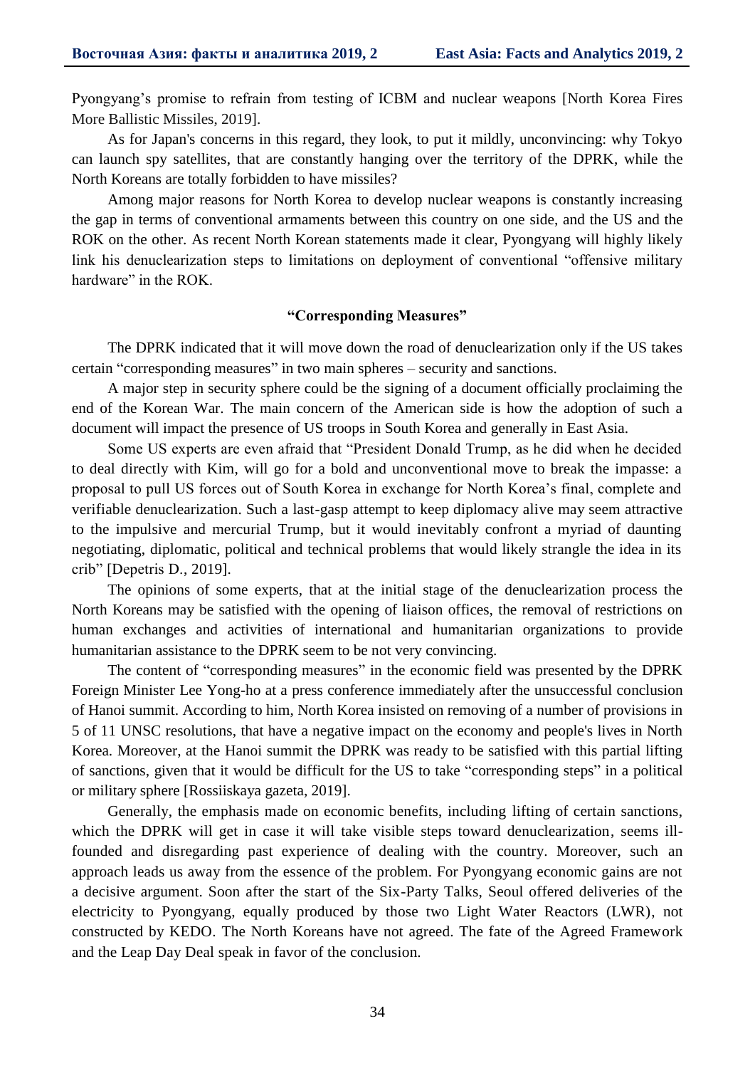Pyongyang's promise to refrain from testing of ICBM and nuclear weapons [North Korea Fires More Ballistic Missiles, 2019].

As for Japan's concerns in this regard, they look, to put it mildly, unconvincing: why Tokyo can launch spy satellites, that are constantly hanging over the territory of the DPRK, while the North Koreans are totally forbidden to have missiles?

Among major reasons for North Korea to develop nuclear weapons is constantly increasing the gap in terms of conventional armaments between this country on one side, and the US and the ROK on the other. As recent North Korean statements made it clear, Pyongyang will highly likely link his denuclearization steps to limitations on deployment of conventional "offensive military hardware" in the ROK.

**"Corresponding Measures"**

The DPRK indicated that it will move down the road of denuclearization only if the US takes certain "corresponding measures" in two main spheres – security and sanctions.

A major step in security sphere could be the signing of a document officially proclaiming the end of the Korean War. The main concern of the American side is how the adoption of such a document will impact the presence of US troops in South Korea and generally in East Asia.

Some US experts are even afraid that "President Donald Trump, as he did when he decided to deal directly with Kim, will go for a bold and unconventional move to break the impasse: a proposal to pull US forces out of South Korea in exchange for North Korea's final, complete and verifiable denuclearization. Such a last-gasp attempt to keep diplomacy alive may seem attractive to the impulsive and mercurial Trump, but it would inevitably confront a myriad of daunting negotiating, diplomatic, political and technical problems that would likely strangle the idea in its crib" [Depetris D., 2019].

The opinions of some experts, that at the initial stage of the denuclearization process the North Koreans may be satisfied with the opening of liaison offices, the removal of restrictions on human exchanges and activities of international and humanitarian organizations to provide humanitarian assistance to the DPRK seem to be not very convincing.

The content of "corresponding measures" in the economic field was presented by the DPRK Foreign Minister Lee Yong-ho at a press conference immediately after the unsuccessful conclusion of Hanoi summit. According to him, North Korea insisted on removing of a number of provisions in 5 of 11 UNSC resolutions, that have a negative impact on the economy and people's lives in North Korea. Moreover, at the Hanoi summit the DPRK was ready to be satisfied with this partial lifting of sanctions, given that it would be difficult for the US to take "corresponding steps" in a political or military sphere [Rossiiskaya gazeta, 2019].

Generally, the emphasis made on economic benefits, including lifting of certain sanctions, which the DPRK will get in case it will take visible steps toward denuclearization, seems ill-founded and disregarding past experience of dealing with the country. Moreover, such an approach leads us away from the essence of the problem. For Pyongyang economic gains are not a decisive argument. Soon after the start of the Six-Party Talks, Seoul offered deliveries of the electricity to Pyongyang, equally produced by those two Light Water Reactors (LWR), not constructed by KEDO. The North Koreans have not agreed. The fate of the Agreed Framework and the Leap Day Deal speak in favor of the conclusion.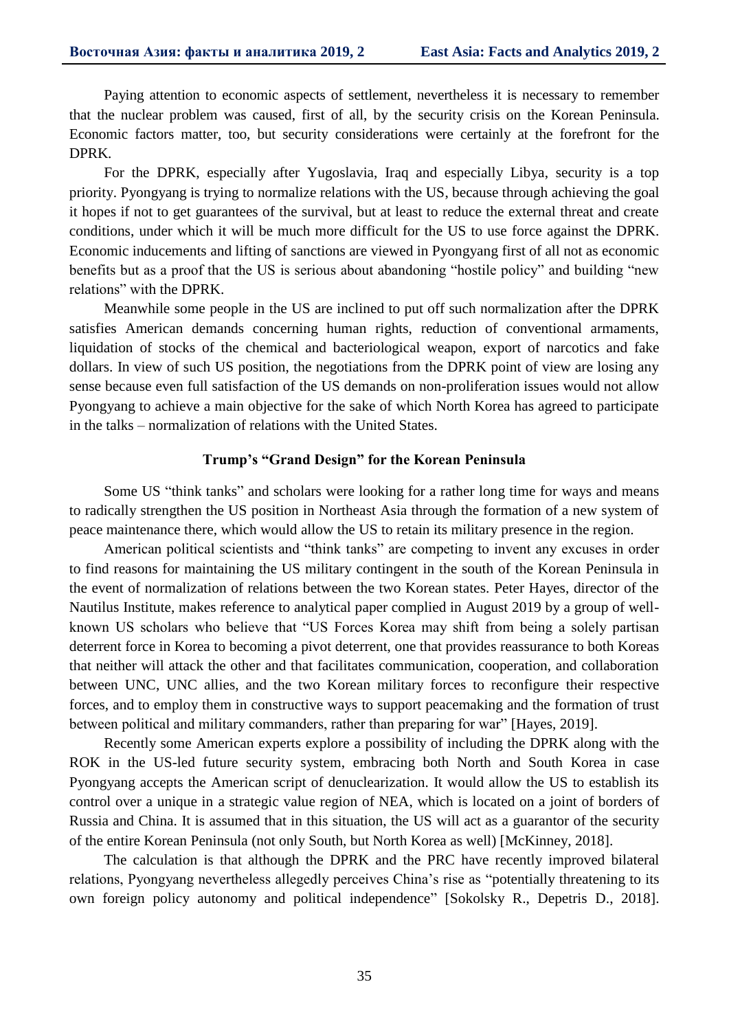Paying attention to economic aspects of settlement, nevertheless it is necessary to remember that the nuclear problem was caused, first of all, by the security crisis on the Korean Peninsula. Economic factors matter, too, but security considerations were certainly at the forefront for the DPRK.

For the DPRK, especially after Yugoslavia, Iraq and especially Libya, security is a top priority. Pyongyang is trying to normalize relations with the US, because through achieving the goal it hopes if not to get guarantees of the survival, but at least to reduce the external threat and create conditions, under which it will be much more difficult for the US to use force against the DPRK. Economic inducements and lifting of sanctions are viewed in Pyongyang first of all not as economic benefits but as a proof that the US is serious about abandoning "hostile policy" and building "new relations" with the DPRK.

Meanwhile some people in the US are inclined to put off such normalization after the DPRK satisfies American demands concerning human rights, reduction of conventional armaments, liquidation of stocks of the chemical and bacteriological weapon, export of narcotics and fake dollars. In view of such US position, the negotiations from the DPRK point of view are losing any sense because even full satisfaction of the US demands on non-proliferation issues would not allow Pyongyang to achieve a main objective for the sake of which North Korea has agreed to participate in the talks – normalization of relations with the United States.

## Trump's "Grand Design" for the Korean Peninsula

Some US "think tanks" and scholars were looking for a rather long time for ways and means to radically strengthen the US position in Northeast Asia through the formation of a new system of peace maintenance there, which would allow the US to retain its military presence in the region.

American political scientists and "think tanks" are competing to invent any excuses in order to find reasons for maintaining the US military contingent in the south of the Korean Peninsula in the event of normalization of relations between the two Korean states. Peter Hayes, director of the Nautilus Institute, makes reference to analytical paper complied in August 2019 by a group of well-known US scholars who believe that "US Forces Korea may shift from being a solely partisan deterrent force in Korea to becoming a pivot deterrent, one that provides reassurance to both Koreas that neither will attack the other and that facilitates communication, cooperation, and collaboration between UNC, UNC allies, and the two Korean military forces to reconfigure their respective forces, and to employ them in constructive ways to support peacemaking and the formation of trust between political and military commanders, rather than preparing for war" [Hayes, 2019].

Recently some American experts explore a possibility of including the DPRK along with the ROK in the US-led future security system, embracing both North and South Korea in case Pyongyang accepts the American script of denuclearization. It would allow the US to establish its control over a unique in a strategic value region of NEA, which is located on a joint of borders of Russia and China. It is assumed that in this situation, the US will act as a guarantor of the security of the entire Korean Peninsula (not only South, but North Korea as well) [McKinney, 2018].

The calculation is that although the DPRK and the PRC have recently improved bilateral relations, Pyongyang nevertheless allegedly perceives China's rise as "potentially threatening to its own foreign policy autonomy and political independence" [Sokolsky R., Depetris D., 2018].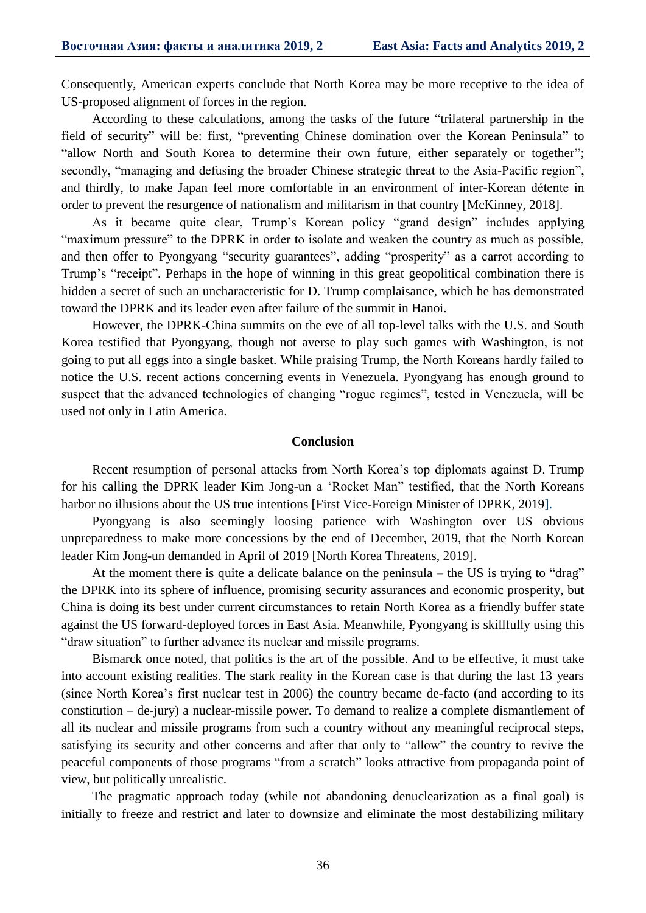Consequently, American experts conclude that North Korea may be more receptive to the idea of US-proposed alignment of forces in the region.

According to these calculations, among the tasks of the future "trilateral partnership in the field of security" will be: first, "preventing Chinese domination over the Korean Peninsula" to "allow North and South Korea to determine their own future, either separately or together"; secondly, "managing and defusing the broader Chinese strategic threat to the Asia-Pacific region", and thirdly, to make Japan feel more comfortable in an environment of inter-Korean détente in order to prevent the resurgence of nationalism and militarism in that country [McKinney, 2018].

As it became quite clear, Trump's Korean policy "grand design" includes applying "maximum pressure" to the DPRK in order to isolate and weaken the country as much as possible, and then offer to Pyongyang "security guarantees", adding "prosperity" as a carrot according to Trump's "receipt". Perhaps in the hope of winning in this great geopolitical combination there is hidden a secret of such an uncharacteristic for D. Trump complaisance, which he has demonstrated toward the DPRK and its leader even after failure of the summit in Hanoi.

However, the DPRK-China summits on the eve of all top-level talks with the U.S. and South Korea testified that Pyongyang, though not averse to play such games with Washington, is not going to put all eggs into a single basket. While praising Trump, the North Koreans hardly failed to notice the U.S. recent actions concerning events in Venezuela. Pyongyang has enough ground to suspect that the advanced technologies of changing "rogue regimes", tested in Venezuela, will be used not only in Latin America.

## Conclusion

Recent resumption of personal attacks from North Korea's top diplomats against D. Trump for his calling the DPRK leader Kim Jong-un a 'Rocket Man" testified, that the North Koreans harbor no illusions about the US true intentions [First Vice-Foreign Minister of DPRK, 2019].

Pyongyang is also seemingly loosing patience with Washington over US obvious unpreparedness to make more concessions by the end of December, 2019, that the North Korean leader Kim Jong-un demanded in April of 2019 [North Korea Threatens, 2019].

At the moment there is quite a delicate balance on the peninsula – the US is trying to "drag" the DPRK into its sphere of influence, promising security assurances and economic prosperity, but China is doing its best under current circumstances to retain North Korea as a friendly buffer state against the US forward-deployed forces in East Asia. Meanwhile, Pyongyang is skillfully using this "draw situation" to further advance its nuclear and missile programs.

Bismarck once noted, that politics is the art of the possible. And to be effective, it must take into account existing realities. The stark reality in the Korean case is that during the last 13 years (since North Korea's first nuclear test in 2006) the country became de-facto (and according to its constitution – de-jury) a nuclear-missile power. To demand to realize a complete dismantlement of all its nuclear and missile programs from such a country without any meaningful reciprocal steps, satisfying its security and other concerns and after that only to "allow" the country to revive the peaceful components of those programs "from a scratch" looks attractive from propaganda point of view, but politically unrealistic.

The pragmatic approach today (while not abandoning denuclearization as a final goal) is initially to freeze and restrict and later to downsize and eliminate the most destabilizing military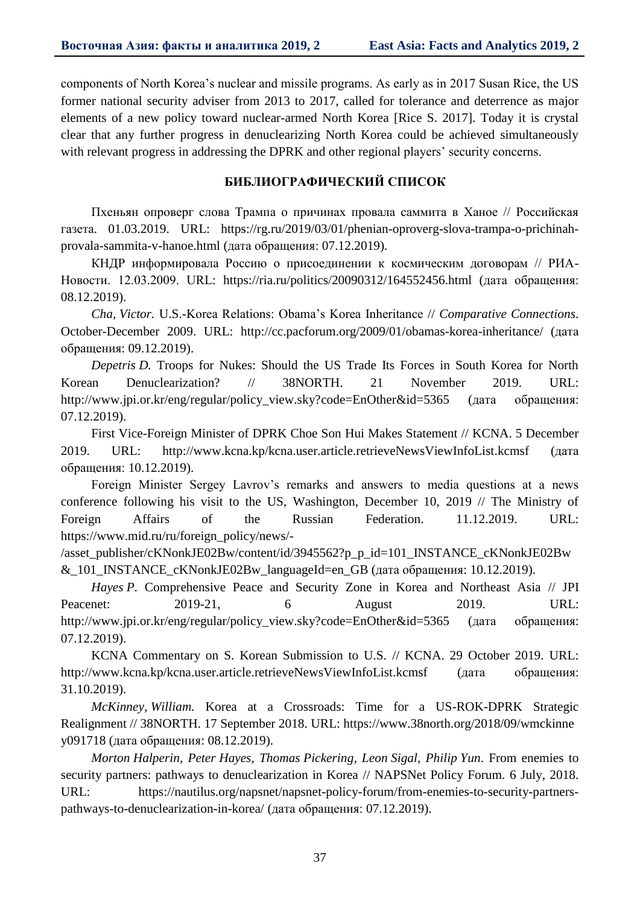components of North Korea's nuclear and missile programs. As early as in 2017 Susan Rice, the US former national security adviser from 2013 to 2017, called for tolerance and deterrence as major elements of a new policy toward nuclear-armed North Korea [Rice S. 2017]. Today it is crystal clear that any further progress in denuclearizing North Korea could be achieved simultaneously with relevant progress in addressing the DPRK and other regional players' security concerns.

## БИБЛИОГРАФИЧЕСКИЙ СПИСОК

Пхеньян опроверг слова Трампа о причинах провала саммита в Ханое // Российская газета. 01.03.2019. URL: https://rg.ru/2019/03/01/phenian-oproverg-slova-trampa-o-prichinah-provala-sammita-v-hanoe.html (дата обращения: 07.12.2019).

КНДР информировала Россию о присоединении к космическим договорам // РИА-Новости. 12.03.2009. URL: https://ria.ru/politics/20090312/164552456.html (дата обращения: 08.12.2019).

*Cha, Victor.* U.S.-Korea Relations: Obama's Korea Inheritance // *Comparative Connections*. October-December 2009. URL: http://cc.pacforum.org/2009/01/obamas-korea-inheritance/ (дата обращения: 09.12.2019).

*Depetris D.* Troops for Nukes: Should the US Trade Its Forces in South Korea for North Korean Denuclearization? // 38NORTH. 21 November 2019. URL: http://www.jpi.or.kr/eng/regular/policy_view.sky?code=EnOther&id=5365 (дата обращения: 07.12.2019).

First Vice-Foreign Minister of DPRK Choe Son Hui Makes Statement // KCNA. 5 December 2019. URL: http://www.kcna.kp/kcna.user.article.retrieveNewsViewInfoList.kcmsf (дата обращения: 10.12.2019).

Foreign Minister Sergey Lavrov's remarks and answers to media questions at a news conference following his visit to the US, Washington, December 10, 2019 // The Ministry of Foreign Affairs of the Russian Federation. 11.12.2019. URL: https://www.mid.ru/ru/foreign_policy/news/-/asset_publisher/cKNonkJE02Bw/content/id/3945562?p_p_id=101_INSTANCE_cKNonkJE02Bw&_101_INSTANCE_cKNonkJE02Bw_languageId=en_GB (дата обращения: 10.12.2019).

*Hayes P.* Comprehensive Peace and Security Zone in Korea and Northeast Asia // JPI Peacenet: 2019-21, 6 August 2019. URL: http://www.jpi.or.kr/eng/regular/policy_view.sky?code=EnOther&id=5365 (дата обращения: 07.12.2019).

KCNA Commentary on S. Korean Submission to U.S. // KCNA. 29 October 2019. URL: http://www.kcna.kp/kcna.user.article.retrieveNewsViewInfoList.kcmsf (дата обращения: 31.10.2019).

*McKinney, William.* Korea at a Crossroads: Time for a US-ROK-DPRK Strategic Realignment // 38NORTH. 17 September 2018. URL: https://www.38north.org/2018/09/wmckinney091718 (дата обращения: 08.12.2019).

*Morton Halperin, Peter Hayes, Thomas Pickering, Leon Sigal, Philip Yun.* From enemies to security partners: pathways to denuclearization in Korea // NAPSNet Policy Forum. 6 July, 2018. URL: https://nautilus.org/napsnet/napsnet-policy-forum/from-enemies-to-security-partners-pathways-to-denuclearization-in-korea/ (дата обращения: 07.12.2019).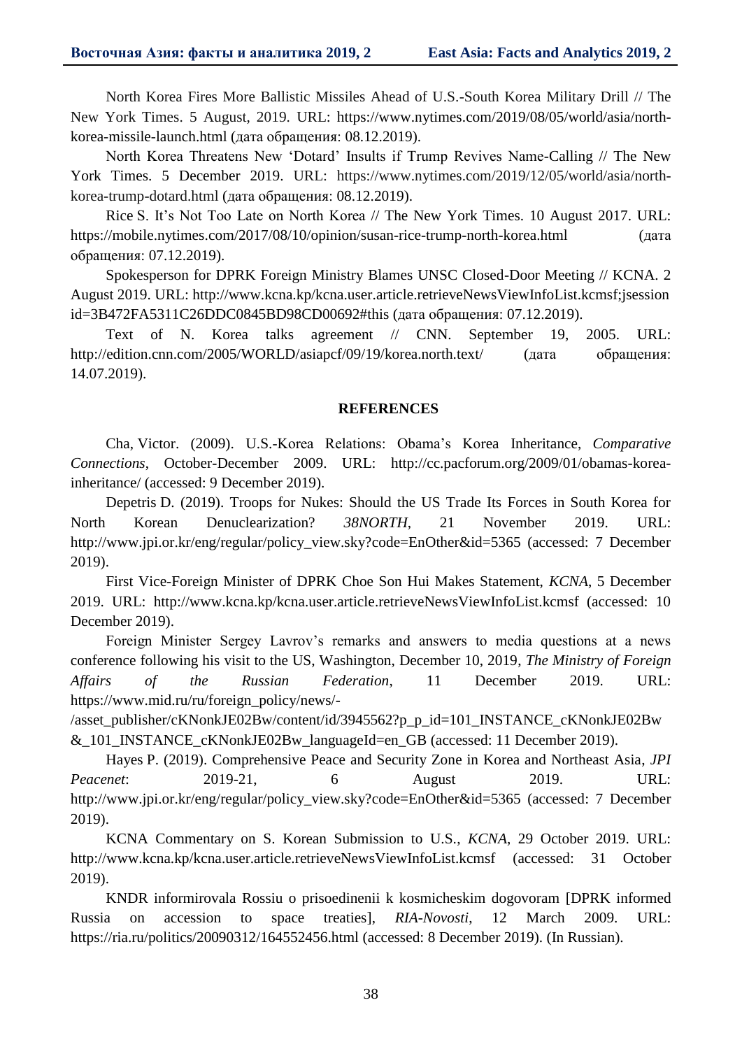North Korea Fires More Ballistic Missiles Ahead of U.S.-South Korea Military Drill // The New York Times. 5 August, 2019. URL: https://www.nytimes.com/2019/08/05/world/asia/north-korea-missile-launch.html (дата обращения: 08.12.2019).

North Korea Threatens New 'Dotard' Insults if Trump Revives Name-Calling // The New York Times. 5 December 2019. URL: https://www.nytimes.com/2019/12/05/world/asia/north-korea-trump-dotard.html (дата обращения: 08.12.2019).

Rice S. It's Not Too Late on North Korea // The New York Times. 10 August 2017. URL: https://mobile.nytimes.com/2017/08/10/opinion/susan-rice-trump-north-korea.html (дата обращения: 07.12.2019).

Spokesperson for DPRK Foreign Ministry Blames UNSC Closed-Door Meeting // KCNA. 2 August 2019. URL: http://www.kcna.kp/kcna.user.article.retrieveNewsViewInfoList.kcmsf;jsessionid=3B472FA5311C26DDC0845BD98CD00692#this (дата обращения: 07.12.2019).

Text of N. Korea talks agreement // CNN. September 19, 2005. URL: http://edition.cnn.com/2005/WORLD/asiapcf/09/19/korea.north.text/ (дата обращения: 14.07.2019).

## REFERENCES

Cha, Victor. (2009). U.S.-Korea Relations: Obama's Korea Inheritance, *Comparative Connections*, October-December 2009. URL: http://cc.pacforum.org/2009/01/obamas-korea-inheritance/ (accessed: 9 December 2019).

Depetris D. (2019). Troops for Nukes: Should the US Trade Its Forces in South Korea for North Korean Denuclearization? *38NORTH*, 21 November 2019. URL: http://www.jpi.or.kr/eng/regular/policy_view.sky?code=EnOther&id=5365 (accessed: 7 December 2019).

First Vice-Foreign Minister of DPRK Choe Son Hui Makes Statement, *KCNA*, 5 December 2019. URL: http://www.kcna.kp/kcna.user.article.retrieveNewsViewInfoList.kcmsf (accessed: 10 December 2019).

Foreign Minister Sergey Lavrov's remarks and answers to media questions at a news conference following his visit to the US, Washington, December 10, 2019, *The Ministry of Foreign Affairs of the Russian Federation*, 11 December 2019. URL: https://www.mid.ru/ru/foreign_policy/news/-/asset_publisher/cKNonkJE02Bw/content/id/3945562?p_p_id=101_INSTANCE_cKNonkJE02Bw&_101_INSTANCE_cKNonkJE02Bw_languageId=en_GB (accessed: 11 December 2019).

Hayes P. (2019). Comprehensive Peace and Security Zone in Korea and Northeast Asia, *JPI Peacenet*: 2019-21, 6 August 2019. URL: http://www.jpi.or.kr/eng/regular/policy_view.sky?code=EnOther&id=5365 (accessed: 7 December 2019).

KCNA Commentary on S. Korean Submission to U.S., *KCNA*, 29 October 2019. URL: http://www.kcna.kp/kcna.user.article.retrieveNewsViewInfoList.kcmsf (accessed: 31 October 2019).

KNDR informirovala Rossiu o prisoedinenii k kosmicheskim dogovoram [DPRK informed Russia on accession to space treaties], *RIA-Novosti*, 12 March 2009. URL: https://ria.ru/politics/20090312/164552456.html (accessed: 8 December 2019). (In Russian).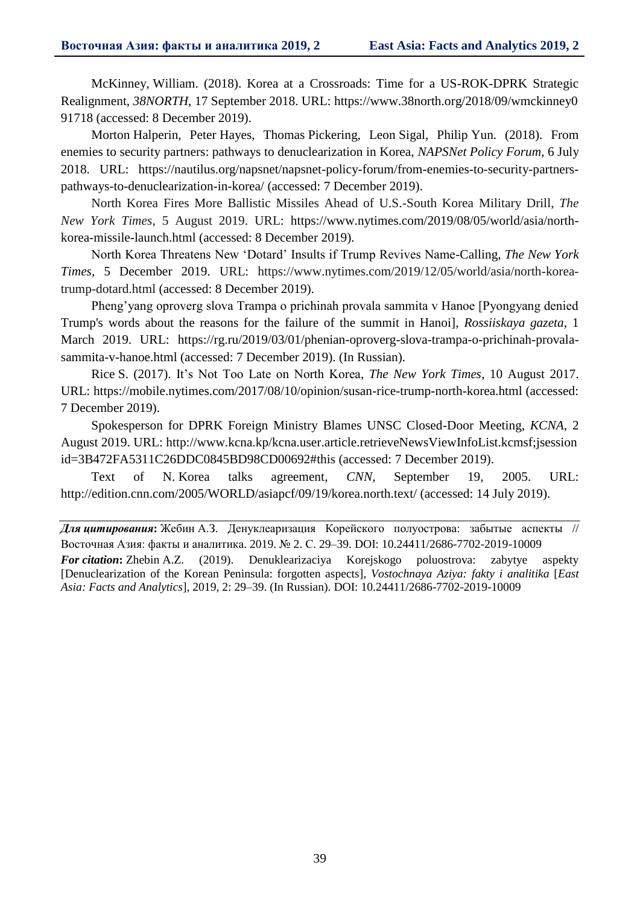McKinney, William. (2018). Korea at a Crossroads: Time for a US-ROK-DPRK Strategic Realignment, *38NORTH*, 17 September 2018. URL: https://www.38north.org/2018/09/wmckinney091718 (accessed: 8 December 2019).

Morton Halperin, Peter Hayes, Thomas Pickering, Leon Sigal, Philip Yun. (2018). From enemies to security partners: pathways to denuclearization in Korea, *NAPSNet Policy Forum*, 6 July 2018. URL: https://nautilus.org/napsnet/napsnet-policy-forum/from-enemies-to-security-partners-pathways-to-denuclearization-in-korea/ (accessed: 7 December 2019).

North Korea Fires More Ballistic Missiles Ahead of U.S.-South Korea Military Drill, *The New York Times*, 5 August 2019. URL: https://www.nytimes.com/2019/08/05/world/asia/north-korea-missile-launch.html (accessed: 8 December 2019).

North Korea Threatens New 'Dotard' Insults if Trump Revives Name-Calling, *The New York Times*, 5 December 2019. URL: https://www.nytimes.com/2019/12/05/world/asia/north-korea-trump-dotard.html (accessed: 8 December 2019).

Pheng'yang oproverg slova Trampa o prichinah provala sammita v Hanoe [Pyongyang denied Trump's words about the reasons for the failure of the summit in Hanoi], *Rossiiskaya gazeta*, 1 March 2019. URL: https://rg.ru/2019/03/01/phenian-oproverg-slova-trampa-o-prichinah-provala-sammita-v-hanoe.html (accessed: 7 December 2019). (In Russian).

Rice S. (2017). It's Not Too Late on North Korea, *The New York Times*, 10 August 2017. URL: https://mobile.nytimes.com/2017/08/10/opinion/susan-rice-trump-north-korea.html (accessed: 7 December 2019).

Spokesperson for DPRK Foreign Ministry Blames UNSC Closed-Door Meeting, *KCNA*, 2 August 2019. URL: http://www.kcna.kp/kcna.user.article.retrieveNewsViewInfoList.kcmsf;jsessionid=3B472FA5311C26DDC0845BD98CD00692#this (accessed: 7 December 2019).

Text of N. Korea talks agreement, *CNN*, September 19, 2005. URL: http://edition.cnn.com/2005/WORLD/asiapcf/09/19/korea.north.text/ (accessed: 14 July 2019).

---

***Для цитирования*:** Жебин А.З. Денуклеаризация Корейского полуострова: забытые аспекты // Восточная Азия: факты и аналитика. 2019. № 2. С. 29–39. DOI: 10.24411/2686-7702-2019-10009

***For citation*:** Zhebin A.Z. (2019). Denuklearizaciya Korejskogo poluostrova: zabytye aspekty [Denuclearization of the Korean Peninsula: forgotten aspects], *Vostochnaya Aziya: fakty i analitika* [*East Asia: Facts and Analytics*], 2019, 2: 29–39. (In Russian). DOI: 10.24411/2686-7702-2019-10009